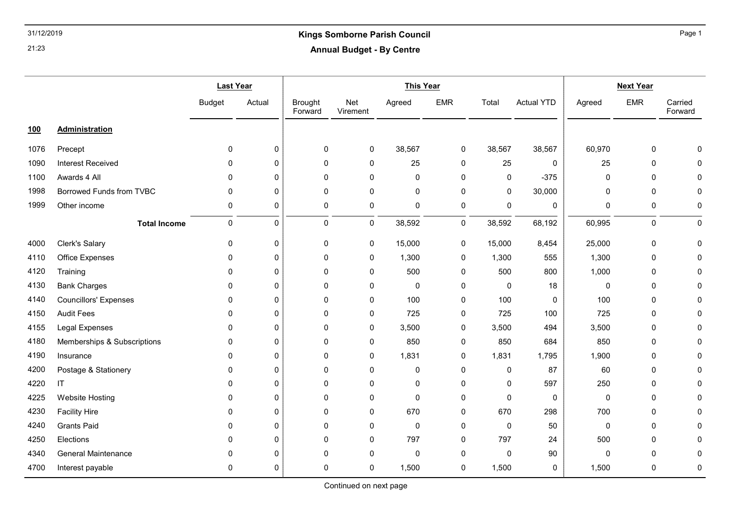# Kings Somborne Parish Council

## Annual Budget - By Centre

| | | Last Year | | This Year | | | | | | Next Year | | |
|---|---|---|---|---|---|---|---|---|---|---|---|---|
| | | Budget | Actual | Brought Forward | Net Virement | Agreed | EMR | Total | Actual YTD | Agreed | EMR | Carried Forward |
| **100** | **Administration** | | | | | | | | | | | |
| 1076 | Precept | 0 | 0 | 0 | 0 | 38,567 | 0 | 38,567 | 38,567 | 60,970 | 0 | 0 |
| 1090 | Interest Received | 0 | 0 | 0 | 0 | 25 | 0 | 25 | 0 | 25 | 0 | 0 |
| 1100 | Awards 4 All | 0 | 0 | 0 | 0 | 0 | 0 | 0 | -375 | 0 | 0 | 0 |
| 1998 | Borrowed Funds from TVBC | 0 | 0 | 0 | 0 | 0 | 0 | 0 | 30,000 | 0 | 0 | 0 |
| 1999 | Other income | 0 | 0 | 0 | 0 | 0 | 0 | 0 | 0 | 0 | 0 | 0 |
| | **Total Income** | 0 | 0 | 0 | 0 | 38,592 | 0 | 38,592 | 68,192 | 60,995 | 0 | 0 |
| 4000 | Clerk's Salary | 0 | 0 | 0 | 0 | 15,000 | 0 | 15,000 | 8,454 | 25,000 | 0 | 0 |
| 4110 | Office Expenses | 0 | 0 | 0 | 0 | 1,300 | 0 | 1,300 | 555 | 1,300 | 0 | 0 |
| 4120 | Training | 0 | 0 | 0 | 0 | 500 | 0 | 500 | 800 | 1,000 | 0 | 0 |
| 4130 | Bank Charges | 0 | 0 | 0 | 0 | 0 | 0 | 0 | 18 | 0 | 0 | 0 |
| 4140 | Councillors' Expenses | 0 | 0 | 0 | 0 | 100 | 0 | 100 | 0 | 100 | 0 | 0 |
| 4150 | Audit Fees | 0 | 0 | 0 | 0 | 725 | 0 | 725 | 100 | 725 | 0 | 0 |
| 4155 | Legal Expenses | 0 | 0 | 0 | 0 | 3,500 | 0 | 3,500 | 494 | 3,500 | 0 | 0 |
| 4180 | Memberships & Subscriptions | 0 | 0 | 0 | 0 | 850 | 0 | 850 | 684 | 850 | 0 | 0 |
| 4190 | Insurance | 0 | 0 | 0 | 0 | 1,831 | 0 | 1,831 | 1,795 | 1,900 | 0 | 0 |
| 4200 | Postage & Stationery | 0 | 0 | 0 | 0 | 0 | 0 | 0 | 87 | 60 | 0 | 0 |
| 4220 | IT | 0 | 0 | 0 | 0 | 0 | 0 | 0 | 597 | 250 | 0 | 0 |
| 4225 | Website Hosting | 0 | 0 | 0 | 0 | 0 | 0 | 0 | 0 | 0 | 0 | 0 |
| 4230 | Facility Hire | 0 | 0 | 0 | 0 | 670 | 0 | 670 | 298 | 700 | 0 | 0 |
| 4240 | Grants Paid | 0 | 0 | 0 | 0 | 0 | 0 | 0 | 50 | 0 | 0 | 0 |
| 4250 | Elections | 0 | 0 | 0 | 0 | 797 | 0 | 797 | 24 | 500 | 0 | 0 |
| 4340 | General Maintenance | 0 | 0 | 0 | 0 | 0 | 0 | 0 | 90 | 0 | 0 | 0 |
| 4700 | Interest payable | 0 | 0 | 0 | 0 | 1,500 | 0 | 1,500 | 0 | 1,500 | 0 | 0 |

Continued on next page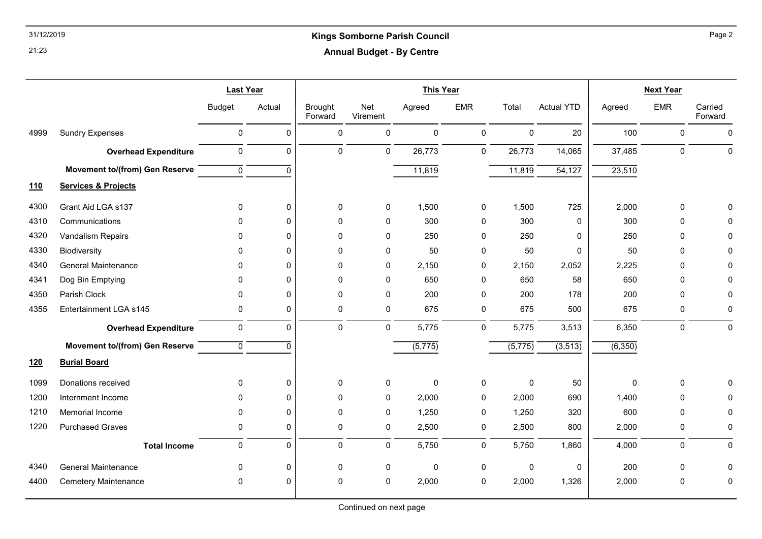## Kings Somborne Parish Council

### Annual Budget - By Centre

| | | Last Year | | This Year | | | | | | Next Year | | |
|---|---|---|---|---|---|---|---|---|---|---|---|---|
| | | Budget | Actual | Brought Forward | Net Virement | Agreed | EMR | Total | Actual YTD | Agreed | EMR | Carried Forward |
| 4999 | Sundry Expenses | 0 | 0 | 0 | 0 | 0 | 0 | 0 | 20 | 100 | 0 | 0 |
| | **Overhead Expenditure** | 0 | 0 | 0 | 0 | 26,773 | 0 | 26,773 | 14,065 | 37,485 | 0 | 0 |
| | **Movement to/(from) Gen Reserve** | 0 | 0 | | | 11,819 | | 11,819 | 54,127 | 23,510 | | |
| **110** | **Services & Projects** | | | | | | | | | | | |
| 4300 | Grant Aid LGA s137 | 0 | 0 | 0 | 0 | 1,500 | 0 | 1,500 | 725 | 2,000 | 0 | 0 |
| 4310 | Communications | 0 | 0 | 0 | 0 | 300 | 0 | 300 | 0 | 300 | 0 | 0 |
| 4320 | Vandalism Repairs | 0 | 0 | 0 | 0 | 250 | 0 | 250 | 0 | 250 | 0 | 0 |
| 4330 | Biodiversity | 0 | 0 | 0 | 0 | 50 | 0 | 50 | 0 | 50 | 0 | 0 |
| 4340 | General Maintenance | 0 | 0 | 0 | 0 | 2,150 | 0 | 2,150 | 2,052 | 2,225 | 0 | 0 |
| 4341 | Dog Bin Emptying | 0 | 0 | 0 | 0 | 650 | 0 | 650 | 58 | 650 | 0 | 0 |
| 4350 | Parish Clock | 0 | 0 | 0 | 0 | 200 | 0 | 200 | 178 | 200 | 0 | 0 |
| 4355 | Entertainment LGA s145 | 0 | 0 | 0 | 0 | 675 | 0 | 675 | 500 | 675 | 0 | 0 |
| | **Overhead Expenditure** | 0 | 0 | 0 | 0 | 5,775 | 0 | 5,775 | 3,513 | 6,350 | 0 | 0 |
| | **Movement to/(from) Gen Reserve** | 0 | 0 | | | (5,775) | | (5,775) | (3,513) | (6,350) | | |
| **120** | **Burial Board** | | | | | | | | | | | |
| 1099 | Donations received | 0 | 0 | 0 | 0 | 0 | 0 | 0 | 50 | 0 | 0 | 0 |
| 1200 | Internment Income | 0 | 0 | 0 | 0 | 2,000 | 0 | 2,000 | 690 | 1,400 | 0 | 0 |
| 1210 | Memorial Income | 0 | 0 | 0 | 0 | 1,250 | 0 | 1,250 | 320 | 600 | 0 | 0 |
| 1220 | Purchased Graves | 0 | 0 | 0 | 0 | 2,500 | 0 | 2,500 | 800 | 2,000 | 0 | 0 |
| | **Total Income** | 0 | 0 | 0 | 0 | 5,750 | 0 | 5,750 | 1,860 | 4,000 | 0 | 0 |
| 4340 | General Maintenance | 0 | 0 | 0 | 0 | 0 | 0 | 0 | 0 | 200 | 0 | 0 |
| 4400 | Cemetery Maintenance | 0 | 0 | 0 | 0 | 2,000 | 0 | 2,000 | 1,326 | 2,000 | 0 | 0 |

Continued on next page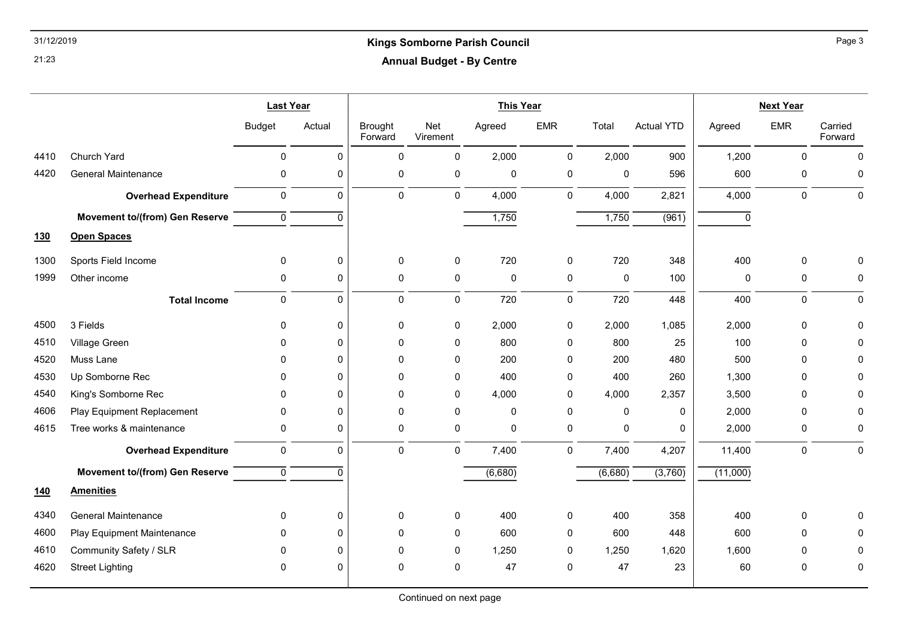# Kings Somborne Parish Council

## Annual Budget - By Centre

| | | Last Year | | This Year | | | | | | Next Year | | |
|---|---|---|---|---|---|---|---|---|---|---|---|---|
| | | Budget | Actual | Brought Forward | Net Virement | Agreed | EMR | Total | Actual YTD | Agreed | EMR | Carried Forward |
| 4410 | Church Yard | 0 | 0 | 0 | 0 | 2,000 | 0 | 2,000 | 900 | 1,200 | 0 | 0 |
| 4420 | General Maintenance | 0 | 0 | 0 | 0 | 0 | 0 | 0 | 596 | 600 | 0 | 0 |
| | **Overhead Expenditure** | 0 | 0 | 0 | 0 | 4,000 | 0 | 4,000 | 2,821 | 4,000 | 0 | 0 |
| | **Movement to/(from) Gen Reserve** | 0 | 0 | | | 1,750 | | 1,750 | (961) | 0 | | |
| **130** | **Open Spaces** | | | | | | | | | | | |
| 1300 | Sports Field Income | 0 | 0 | 0 | 0 | 720 | 0 | 720 | 348 | 400 | 0 | 0 |
| 1999 | Other income | 0 | 0 | 0 | 0 | 0 | 0 | 0 | 100 | 0 | 0 | 0 |
| | **Total Income** | 0 | 0 | 0 | 0 | 720 | 0 | 720 | 448 | 400 | 0 | 0 |
| 4500 | 3 Fields | 0 | 0 | 0 | 0 | 2,000 | 0 | 2,000 | 1,085 | 2,000 | 0 | 0 |
| 4510 | Village Green | 0 | 0 | 0 | 0 | 800 | 0 | 800 | 25 | 100 | 0 | 0 |
| 4520 | Muss Lane | 0 | 0 | 0 | 0 | 200 | 0 | 200 | 480 | 500 | 0 | 0 |
| 4530 | Up Somborne Rec | 0 | 0 | 0 | 0 | 400 | 0 | 400 | 260 | 1,300 | 0 | 0 |
| 4540 | King's Somborne Rec | 0 | 0 | 0 | 0 | 4,000 | 0 | 4,000 | 2,357 | 3,500 | 0 | 0 |
| 4606 | Play Equipment Replacement | 0 | 0 | 0 | 0 | 0 | 0 | 0 | 0 | 2,000 | 0 | 0 |
| 4615 | Tree works & maintenance | 0 | 0 | 0 | 0 | 0 | 0 | 0 | 0 | 2,000 | 0 | 0 |
| | **Overhead Expenditure** | 0 | 0 | 0 | 0 | 7,400 | 0 | 7,400 | 4,207 | 11,400 | 0 | 0 |
| | **Movement to/(from) Gen Reserve** | 0 | 0 | | | (6,680) | | (6,680) | (3,760) | (11,000) | | |
| **140** | **Amenities** | | | | | | | | | | | |
| 4340 | General Maintenance | 0 | 0 | 0 | 0 | 400 | 0 | 400 | 358 | 400 | 0 | 0 |
| 4600 | Play Equipment Maintenance | 0 | 0 | 0 | 0 | 600 | 0 | 600 | 448 | 600 | 0 | 0 |
| 4610 | Community Safety / SLR | 0 | 0 | 0 | 0 | 1,250 | 0 | 1,250 | 1,620 | 1,600 | 0 | 0 |
| 4620 | Street Lighting | 0 | 0 | 0 | 0 | 47 | 0 | 47 | 23 | 60 | 0 | 0 |

Continued on next page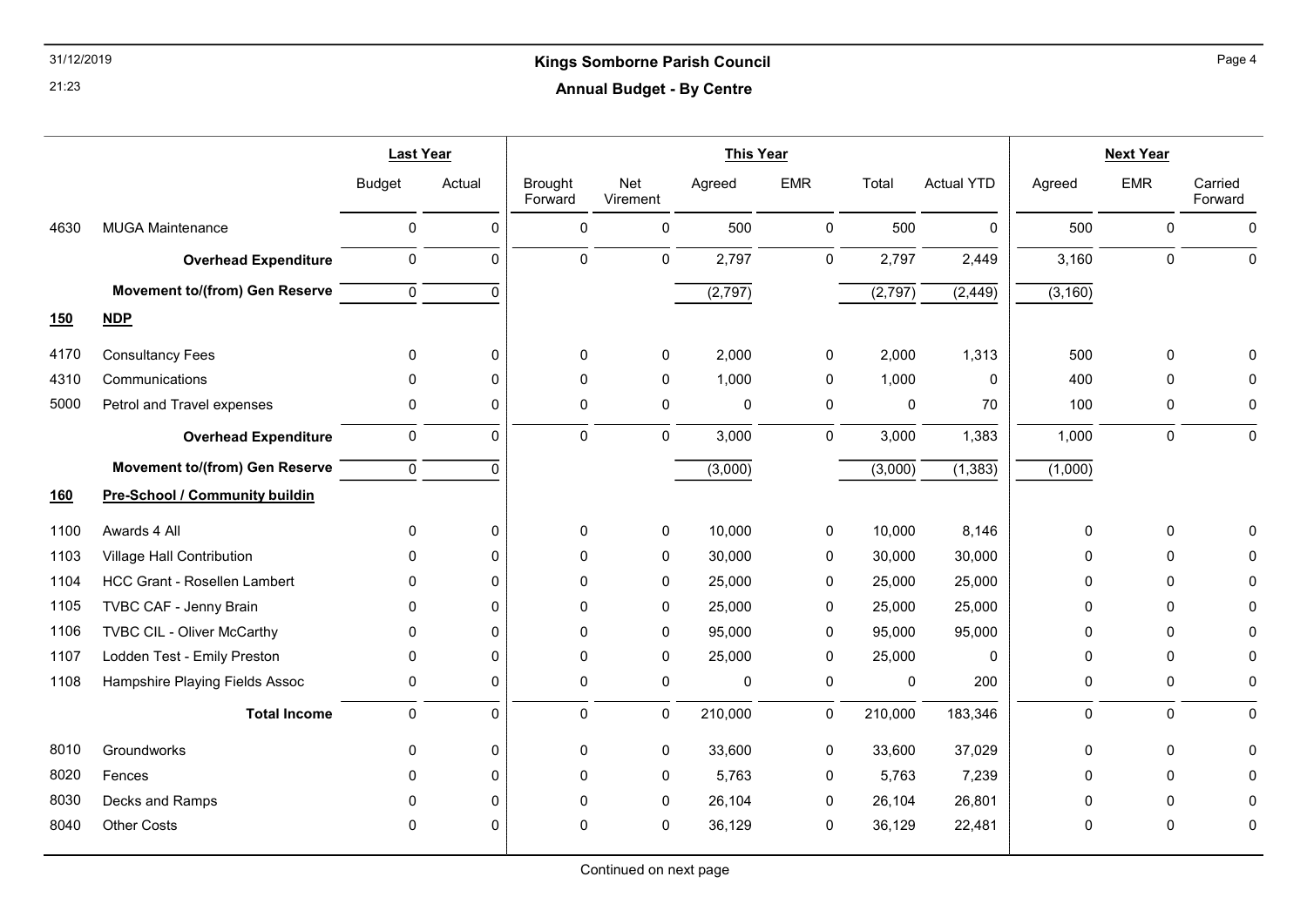## Kings Somborne Parish Council

### Annual Budget - By Centre

| | | Last Year | | This Year | | | | | | Next Year | | |
|---|---|---|---|---|---|---|---|---|---|---|---|---|
| | | Budget | Actual | Brought Forward | Net Virement | Agreed | EMR | Total | Actual YTD | Agreed | EMR | Carried Forward |
| 4630 | MUGA Maintenance | 0 | 0 | 0 | 0 | 500 | 0 | 500 | 0 | 500 | 0 | 0 |
| | **Overhead Expenditure** | 0 | 0 | 0 | 0 | 2,797 | 0 | 2,797 | 2,449 | 3,160 | 0 | 0 |
| | **Movement to/(from) Gen Reserve** | 0 | 0 | | | (2,797) | | (2,797) | (2,449) | (3,160) | | |
| **150** | **NDP** | | | | | | | | | | | |
| 4170 | Consultancy Fees | 0 | 0 | 0 | 0 | 2,000 | 0 | 2,000 | 1,313 | 500 | 0 | 0 |
| 4310 | Communications | 0 | 0 | 0 | 0 | 1,000 | 0 | 1,000 | 0 | 400 | 0 | 0 |
| 5000 | Petrol and Travel expenses | 0 | 0 | 0 | 0 | 0 | 0 | 0 | 70 | 100 | 0 | 0 |
| | **Overhead Expenditure** | 0 | 0 | 0 | 0 | 3,000 | 0 | 3,000 | 1,383 | 1,000 | 0 | 0 |
| | **Movement to/(from) Gen Reserve** | 0 | 0 | | | (3,000) | | (3,000) | (1,383) | (1,000) | | |
| **160** | **Pre-School / Community buildin** | | | | | | | | | | | |
| 1100 | Awards 4 All | 0 | 0 | 0 | 0 | 10,000 | 0 | 10,000 | 8,146 | 0 | 0 | 0 |
| 1103 | Village Hall Contribution | 0 | 0 | 0 | 0 | 30,000 | 0 | 30,000 | 30,000 | 0 | 0 | 0 |
| 1104 | HCC Grant - Rosellen Lambert | 0 | 0 | 0 | 0 | 25,000 | 0 | 25,000 | 25,000 | 0 | 0 | 0 |
| 1105 | TVBC CAF - Jenny Brain | 0 | 0 | 0 | 0 | 25,000 | 0 | 25,000 | 25,000 | 0 | 0 | 0 |
| 1106 | TVBC CIL - Oliver McCarthy | 0 | 0 | 0 | 0 | 95,000 | 0 | 95,000 | 95,000 | 0 | 0 | 0 |
| 1107 | Lodden Test - Emily Preston | 0 | 0 | 0 | 0 | 25,000 | 0 | 25,000 | 0 | 0 | 0 | 0 |
| 1108 | Hampshire Playing Fields Assoc | 0 | 0 | 0 | 0 | 0 | 0 | 0 | 200 | 0 | 0 | 0 |
| | **Total Income** | 0 | 0 | 0 | 0 | 210,000 | 0 | 210,000 | 183,346 | 0 | 0 | 0 |
| 8010 | Groundworks | 0 | 0 | 0 | 0 | 33,600 | 0 | 33,600 | 37,029 | 0 | 0 | 0 |
| 8020 | Fences | 0 | 0 | 0 | 0 | 5,763 | 0 | 5,763 | 7,239 | 0 | 0 | 0 |
| 8030 | Decks and Ramps | 0 | 0 | 0 | 0 | 26,104 | 0 | 26,104 | 26,801 | 0 | 0 | 0 |
| 8040 | Other Costs | 0 | 0 | 0 | 0 | 36,129 | 0 | 36,129 | 22,481 | 0 | 0 | 0 |

Continued on next page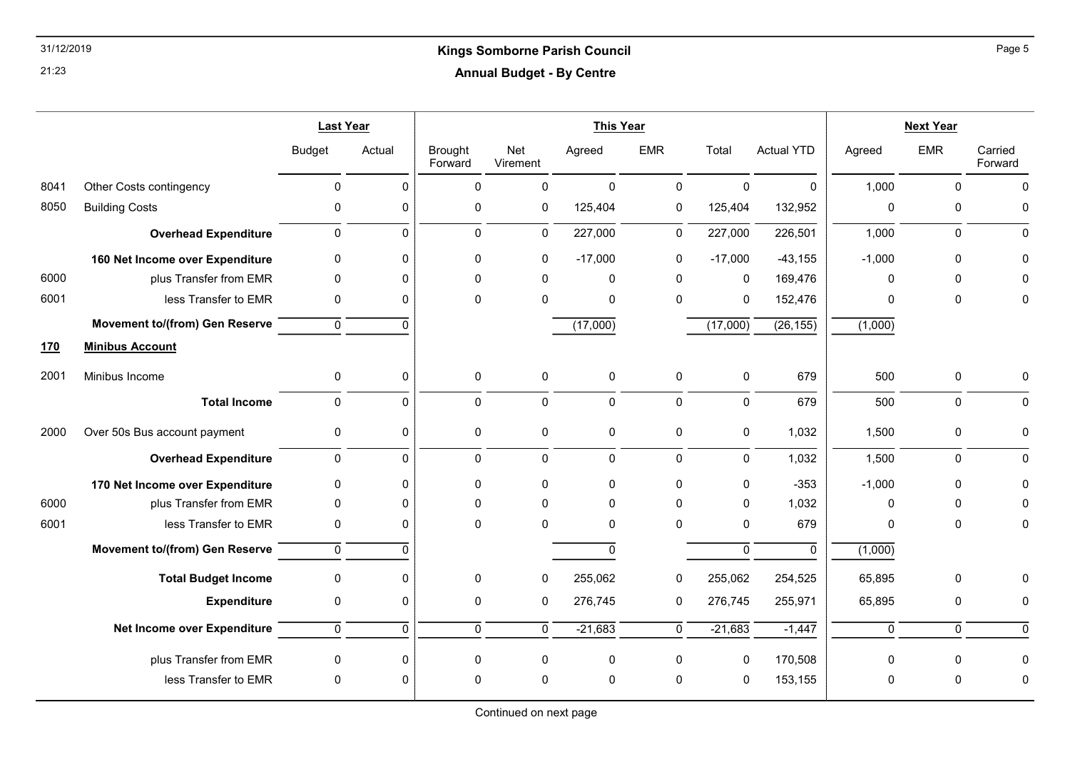## Kings Somborne Parish Council

### Annual Budget - By Centre

| | | Last Year | | This Year | | | | | | Next Year | | |
|---|---|---|---|---|---|---|---|---|---|---|---|---|
| | | Budget | Actual | Brought Forward | Net Virement | Agreed | EMR | Total | Actual YTD | Agreed | EMR | Carried Forward |
| 8041 | Other Costs contingency | 0 | 0 | 0 | 0 | 0 | 0 | 0 | 0 | 1,000 | 0 | 0 |
| 8050 | Building Costs | 0 | 0 | 0 | 0 | 125,404 | 0 | 125,404 | 132,952 | 0 | 0 | 0 |
| | **Overhead Expenditure** | 0 | 0 | 0 | 0 | 227,000 | 0 | 227,000 | 226,501 | 1,000 | 0 | 0 |
| | **160 Net Income over Expenditure** | 0 | 0 | 0 | 0 | -17,000 | 0 | -17,000 | -43,155 | -1,000 | 0 | 0 |
| 6000 | plus Transfer from EMR | 0 | 0 | 0 | 0 | 0 | 0 | 0 | 169,476 | 0 | 0 | 0 |
| 6001 | less Transfer to EMR | 0 | 0 | 0 | 0 | 0 | 0 | 0 | 152,476 | 0 | 0 | 0 |
| | **Movement to/(from) Gen Reserve** | 0 | 0 | | | (17,000) | | (17,000) | (26,155) | (1,000) | | |
| **170** | **Minibus Account** | | | | | | | | | | | |
| 2001 | Minibus Income | 0 | 0 | 0 | 0 | 0 | 0 | 0 | 679 | 500 | 0 | 0 |
| | **Total Income** | 0 | 0 | 0 | 0 | 0 | 0 | 0 | 679 | 500 | 0 | 0 |
| 2000 | Over 50s Bus account payment | 0 | 0 | 0 | 0 | 0 | 0 | 0 | 1,032 | 1,500 | 0 | 0 |
| | **Overhead Expenditure** | 0 | 0 | 0 | 0 | 0 | 0 | 0 | 1,032 | 1,500 | 0 | 0 |
| | **170 Net Income over Expenditure** | 0 | 0 | 0 | 0 | 0 | 0 | 0 | -353 | -1,000 | 0 | 0 |
| 6000 | plus Transfer from EMR | 0 | 0 | 0 | 0 | 0 | 0 | 0 | 1,032 | 0 | 0 | 0 |
| 6001 | less Transfer to EMR | 0 | 0 | 0 | 0 | 0 | 0 | 0 | 679 | 0 | 0 | 0 |
| | **Movement to/(from) Gen Reserve** | 0 | 0 | | | 0 | | 0 | 0 | (1,000) | | |
| | **Total Budget Income** | 0 | 0 | 0 | 0 | 255,062 | 0 | 255,062 | 254,525 | 65,895 | 0 | 0 |
| | **Expenditure** | 0 | 0 | 0 | 0 | 276,745 | 0 | 276,745 | 255,971 | 65,895 | 0 | 0 |
| | **Net Income over Expenditure** | 0 | 0 | 0 | 0 | -21,683 | 0 | -21,683 | -1,447 | 0 | 0 | 0 |
| | plus Transfer from EMR | 0 | 0 | 0 | 0 | 0 | 0 | 0 | 170,508 | 0 | 0 | 0 |
| | less Transfer to EMR | 0 | 0 | 0 | 0 | 0 | 0 | 0 | 153,155 | 0 | 0 | 0 |

Continued on next page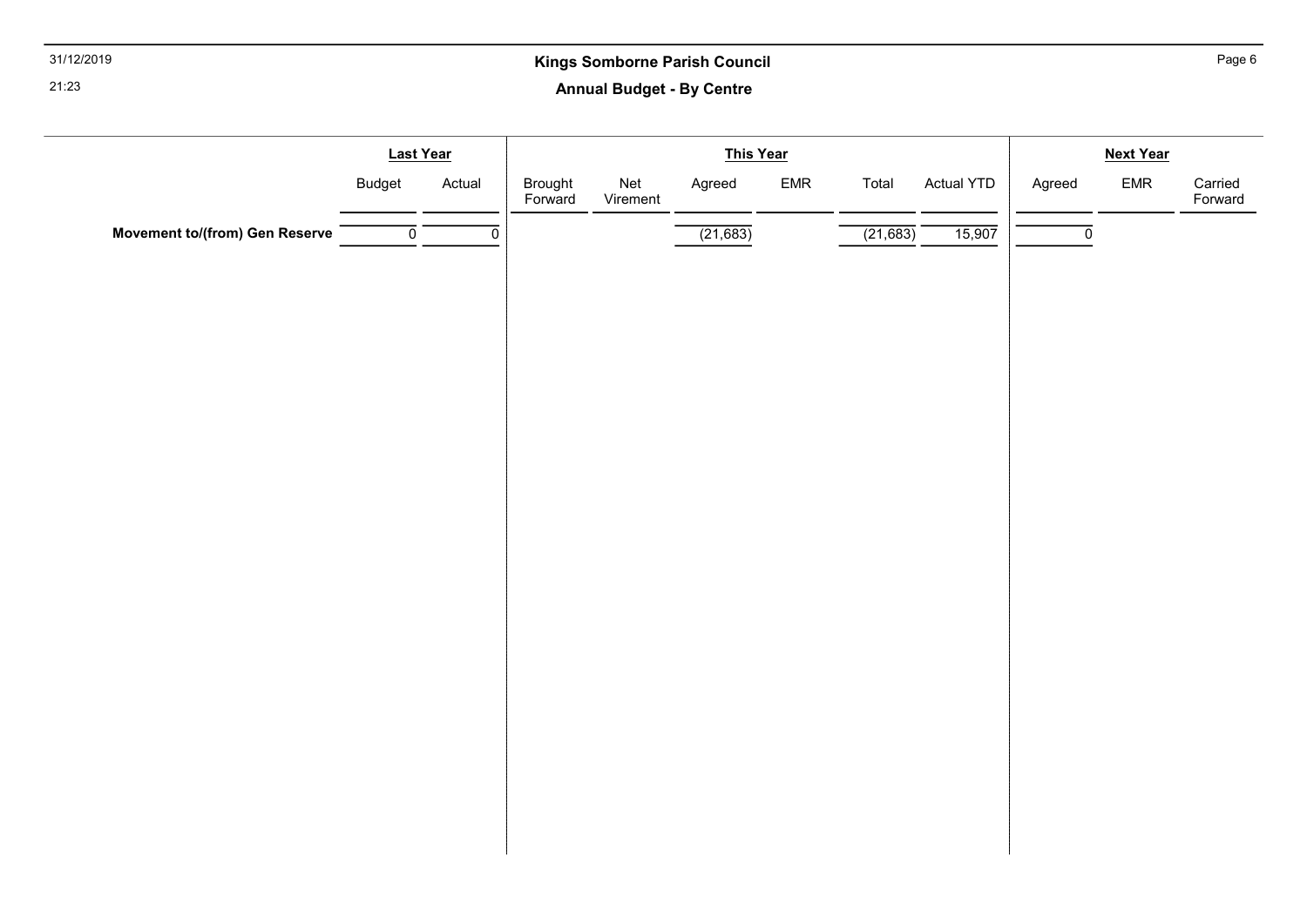# Kings Somborne Parish Council

## Annual Budget - By Centre

| | Last Year | | This Year | | | | | | Next Year | | |
|---|---|---|---|---|---|---|---|---|---|---|---|
| | Budget | Actual | Brought Forward | Net Virement | Agreed | EMR | Total | Actual YTD | Agreed | EMR | Carried Forward |
| **Movement to/(from) Gen Reserve** | 0 | 0 | | | (21,683) | | (21,683) | 15,907 | 0 | | |